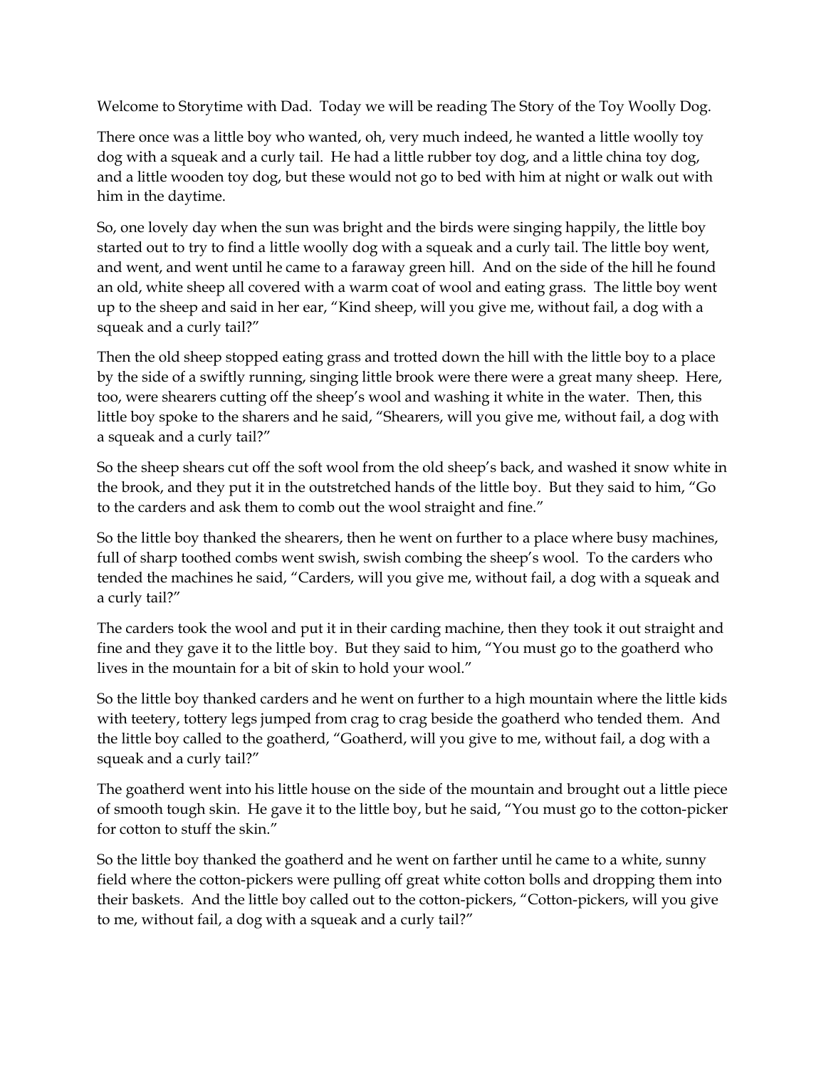Welcome to Storytime with Dad. Today we will be reading The Story of the Toy Woolly Dog.

There once was a little boy who wanted, oh, very much indeed, he wanted a little woolly toy dog with a squeak and a curly tail. He had a little rubber toy dog, and a little china toy dog, and a little wooden toy dog, but these would not go to bed with him at night or walk out with him in the daytime.

So, one lovely day when the sun was bright and the birds were singing happily, the little boy started out to try to find a little woolly dog with a squeak and a curly tail. The little boy went, and went, and went until he came to a faraway green hill. And on the side of the hill he found an old, white sheep all covered with a warm coat of wool and eating grass. The little boy went up to the sheep and said in her ear, "Kind sheep, will you give me, without fail, a dog with a squeak and a curly tail?"

Then the old sheep stopped eating grass and trotted down the hill with the little boy to a place by the side of a swiftly running, singing little brook were there were a great many sheep. Here, too, were shearers cutting off the sheep's wool and washing it white in the water. Then, this little boy spoke to the sharers and he said, "Shearers, will you give me, without fail, a dog with a squeak and a curly tail?"

So the sheep shears cut off the soft wool from the old sheep's back, and washed it snow white in the brook, and they put it in the outstretched hands of the little boy. But they said to him, "Go to the carders and ask them to comb out the wool straight and fine."

So the little boy thanked the shearers, then he went on further to a place where busy machines, full of sharp toothed combs went swish, swish combing the sheep's wool. To the carders who tended the machines he said, "Carders, will you give me, without fail, a dog with a squeak and a curly tail?"

The carders took the wool and put it in their carding machine, then they took it out straight and fine and they gave it to the little boy. But they said to him, "You must go to the goatherd who lives in the mountain for a bit of skin to hold your wool."

So the little boy thanked carders and he went on further to a high mountain where the little kids with teetery, tottery legs jumped from crag to crag beside the goatherd who tended them. And the little boy called to the goatherd, "Goatherd, will you give to me, without fail, a dog with a squeak and a curly tail?"

The goatherd went into his little house on the side of the mountain and brought out a little piece of smooth tough skin. He gave it to the little boy, but he said, "You must go to the cotton-picker for cotton to stuff the skin."

So the little boy thanked the goatherd and he went on farther until he came to a white, sunny field where the cotton-pickers were pulling off great white cotton bolls and dropping them into their baskets. And the little boy called out to the cotton-pickers, "Cotton-pickers, will you give to me, without fail, a dog with a squeak and a curly tail?"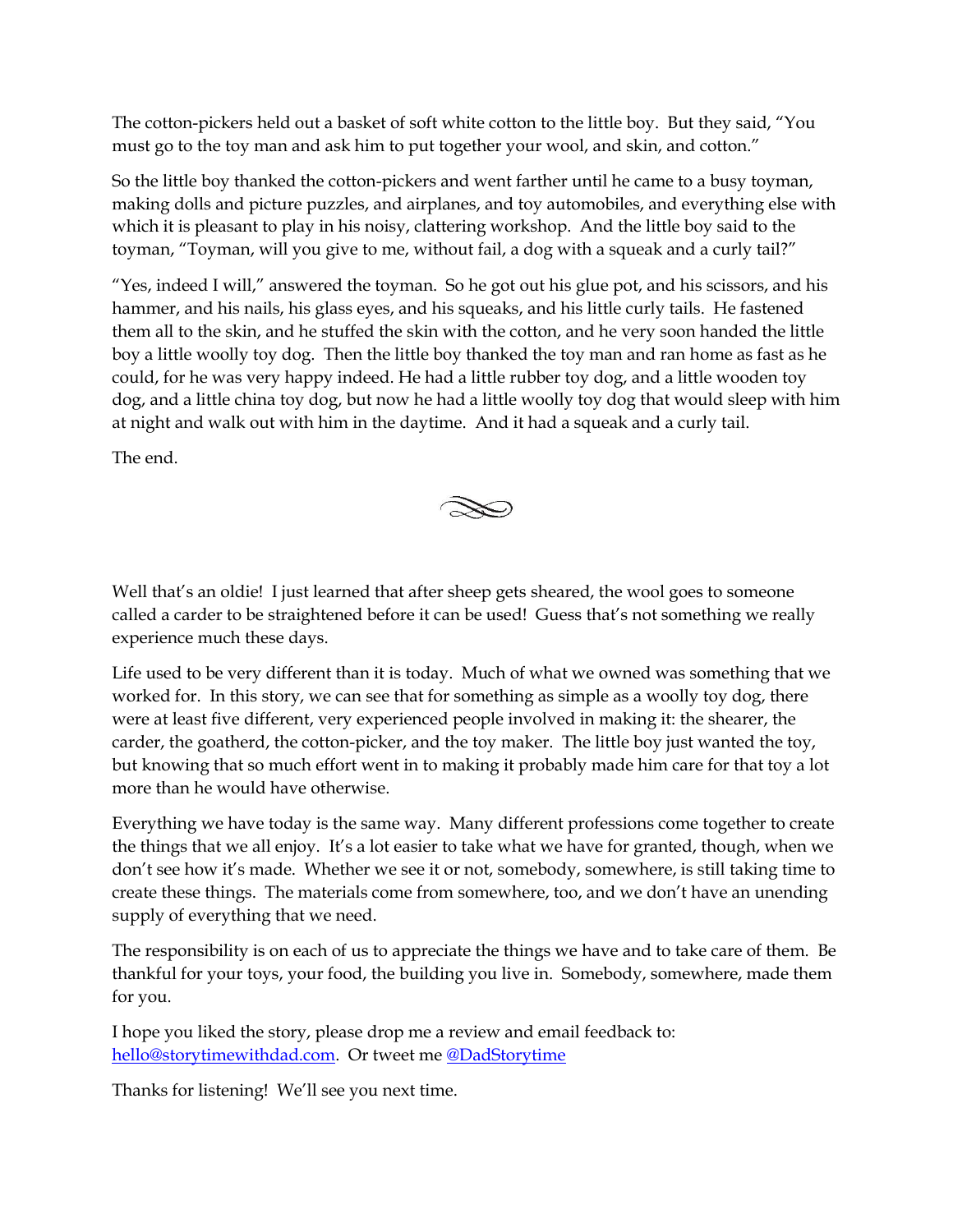The cotton-pickers held out a basket of soft white cotton to the little boy. But they said, "You must go to the toy man and ask him to put together your wool, and skin, and cotton."

So the little boy thanked the cotton-pickers and went farther until he came to a busy toyman, making dolls and picture puzzles, and airplanes, and toy automobiles, and everything else with which it is pleasant to play in his noisy, clattering workshop. And the little boy said to the toyman, "Toyman, will you give to me, without fail, a dog with a squeak and a curly tail?"

"Yes, indeed I will," answered the toyman. So he got out his glue pot, and his scissors, and his hammer, and his nails, his glass eyes, and his squeaks, and his little curly tails. He fastened them all to the skin, and he stuffed the skin with the cotton, and he very soon handed the little boy a little woolly toy dog. Then the little boy thanked the toy man and ran home as fast as he could, for he was very happy indeed. He had a little rubber toy dog, and a little wooden toy dog, and a little china toy dog, but now he had a little woolly toy dog that would sleep with him at night and walk out with him in the daytime. And it had a squeak and a curly tail.

The end.

---

Well that's an oldie! I just learned that after sheep gets sheared, the wool goes to someone called a carder to be straightened before it can be used! Guess that's not something we really experience much these days.

Life used to be very different than it is today. Much of what we owned was something that we worked for. In this story, we can see that for something as simple as a woolly toy dog, there were at least five different, very experienced people involved in making it: the shearer, the carder, the goatherd, the cotton-picker, and the toy maker. The little boy just wanted the toy, but knowing that so much effort went in to making it probably made him care for that toy a lot more than he would have otherwise.

Everything we have today is the same way. Many different professions come together to create the things that we all enjoy. It's a lot easier to take what we have for granted, though, when we don't see how it's made. Whether we see it or not, somebody, somewhere, is still taking time to create these things. The materials come from somewhere, too, and we don't have an unending supply of everything that we need.

The responsibility is on each of us to appreciate the things we have and to take care of them. Be thankful for your toys, your food, the building you live in. Somebody, somewhere, made them for you.

I hope you liked the story, please drop me a review and email feedback to: hello@storytimewithdad.com. Or tweet me @DadStorytime

Thanks for listening! We'll see you next time.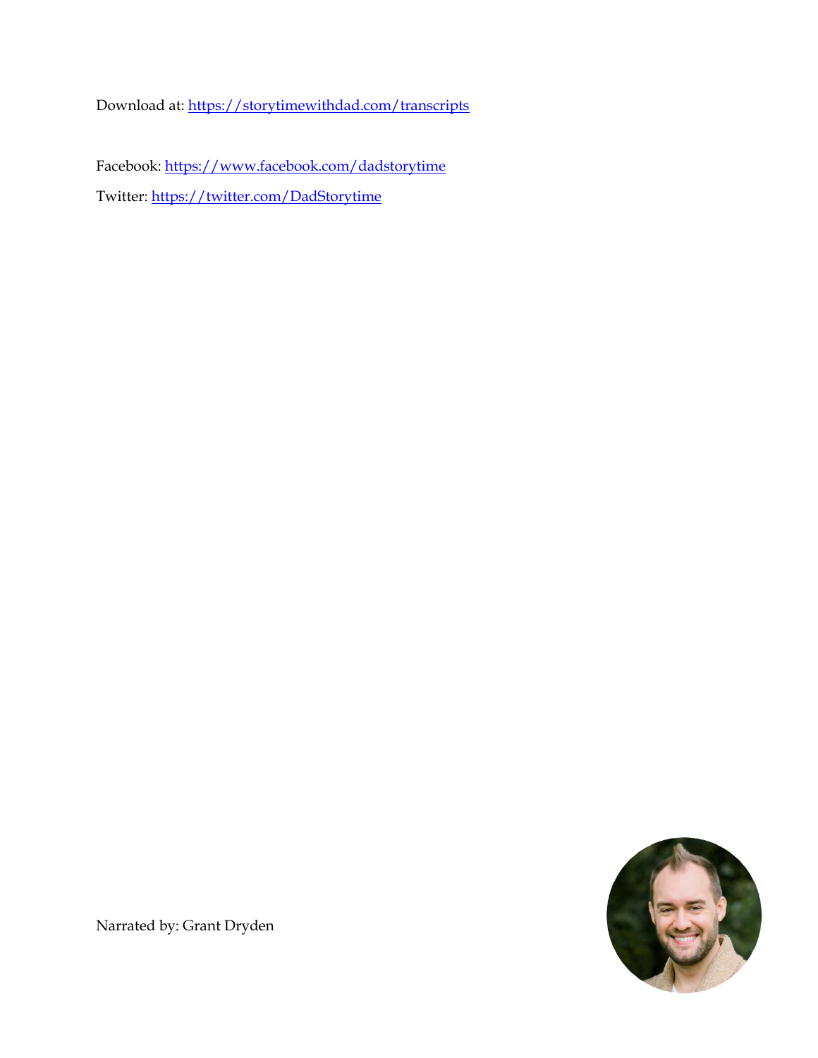Download at: https://storytimewithdad.com/transcripts

Facebook: https://www.facebook.com/dadstorytime

Twitter: https://twitter.com/DadStorytime

Narrated by: Grant Dryden